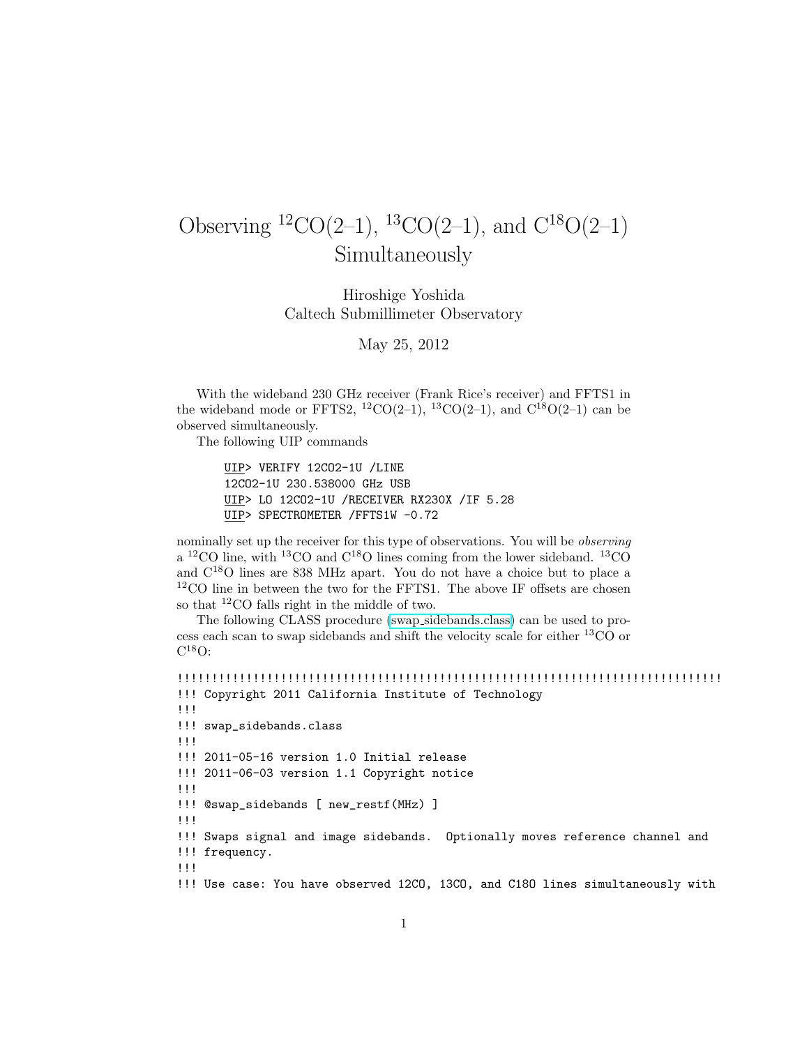# Observing $^{12}$CO(2–1), $^{13}$CO(2–1), and C$^{18}$O(2–1) Simultaneously

Hiroshige Yoshida
Caltech Submillimeter Observatory

May 25, 2012

With the wideband 230 GHz receiver (Frank Rice's receiver) and FFTS1 in the wideband mode or FFTS2, $^{12}$CO(2–1), $^{13}$CO(2–1), and C$^{18}$O(2–1) can be observed simultaneously.

The following UIP commands

```
UIP> VERIFY 12CO2-1U /LINE
12CO2-1U 230.538000 GHz USB
UIP> LO 12CO2-1U /RECEIVER RX230X /IF 5.28
UIP> SPECTROMETER /FFTS1W -0.72
```

nominally set up the receiver for this type of observations. You will be *observing* a $^{12}$CO line, with $^{13}$CO and C$^{18}$O lines coming from the lower sideband. $^{13}$CO and C$^{18}$O lines are 838 MHz apart. You do not have a choice but to place a $^{12}$CO line in between the two for the FFTS1. The above IF offsets are chosen so that $^{12}$CO falls right in the middle of two.

The following CLASS procedure (swap_sidebands.class) can be used to process each scan to swap sidebands and shift the velocity scale for either $^{13}$CO or C$^{18}$O:

```
!!!!!!!!!!!!!!!!!!!!!!!!!!!!!!!!!!!!!!!!!!!!!!!!!!!!!!!!!!!!!!!!!!!!!!!!!!!!!!!!!
!!! Copyright 2011 California Institute of Technology
!!!
!!! swap_sidebands.class
!!!
!!! 2011-05-16 version 1.0 Initial release
!!! 2011-06-03 version 1.1 Copyright notice
!!!
!!! @swap_sidebands [ new_restf(MHz) ]
!!!
!!! Swaps signal and image sidebands.  Optionally moves reference channel and
!!! frequency.
!!!
!!! Use case: You have observed 12CO, 13CO, and C18O lines simultaneously with
```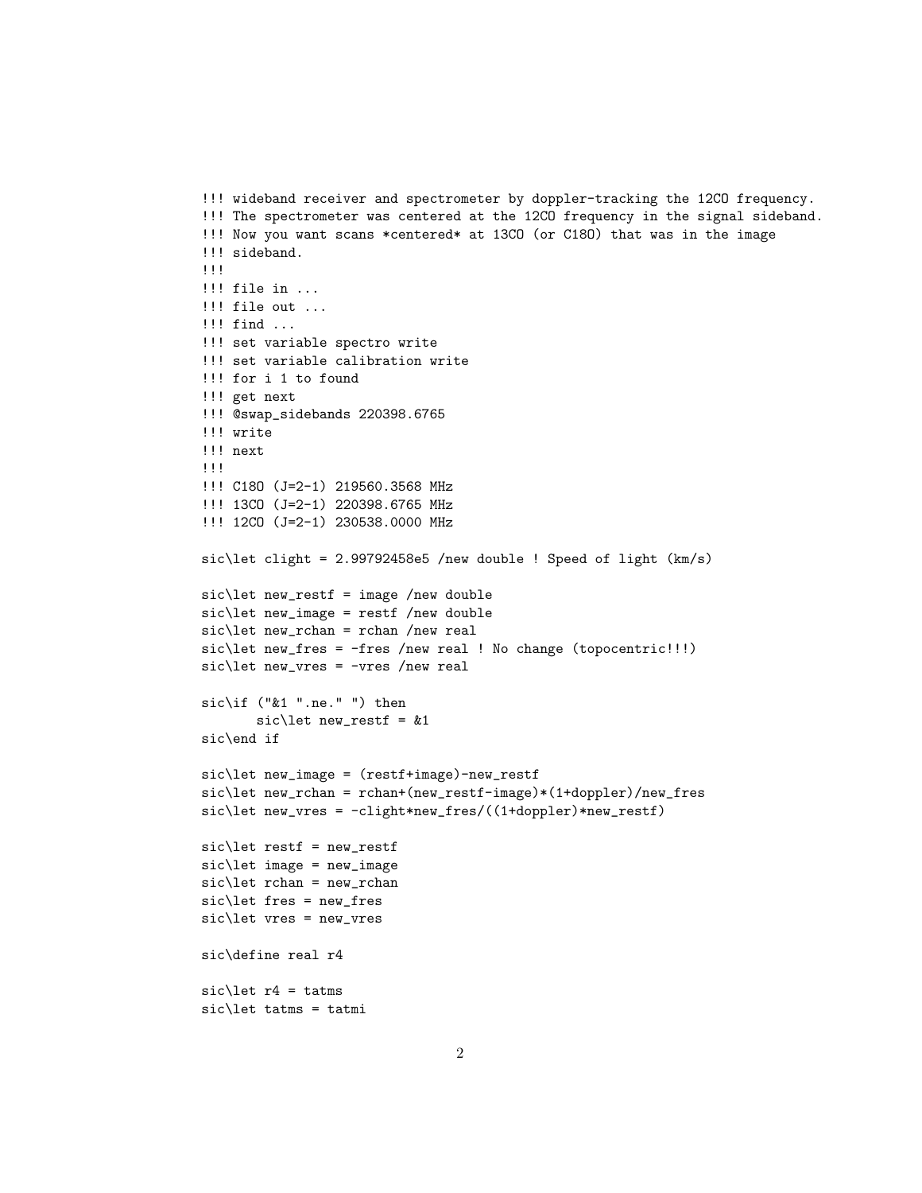```
!!! wideband receiver and spectrometer by doppler-tracking the 12CO frequency.
!!! The spectrometer was centered at the 12CO frequency in the signal sideband.
!!! Now you want scans *centered* at 13CO (or C18O) that was in the image
!!! sideband.
!!!
!!! file in ...
!!! file out ...
!!! find ...
!!! set variable spectro write
!!! set variable calibration write
!!! for i 1 to found
!!! get next
!!! @swap_sidebands 220398.6765
!!! write
!!! next
!!!
!!! C18O (J=2-1) 219560.3568 MHz
!!! 13CO (J=2-1) 220398.6765 MHz
!!! 12CO (J=2-1) 230538.0000 MHz

sic\let clight = 2.99792458e5 /new double ! Speed of light (km/s)

sic\let new_restf = image /new double
sic\let new_image = restf /new double
sic\let new_rchan = rchan /new real
sic\let new_fres = -fres /new real ! No change (topocentric!!!)
sic\let new_vres = -vres /new real

sic\if ("&1 ".ne." ") then
       sic\let new_restf = &1
sic\end if

sic\let new_image = (restf+image)-new_restf
sic\let new_rchan = rchan+(new_restf-image)*(1+doppler)/new_fres
sic\let new_vres = -clight*new_fres/((1+doppler)*new_restf)

sic\let restf = new_restf
sic\let image = new_image
sic\let rchan = new_rchan
sic\let fres = new_fres
sic\let vres = new_vres

sic\define real r4

sic\let r4 = tatms
sic\let tatms = tatmi
```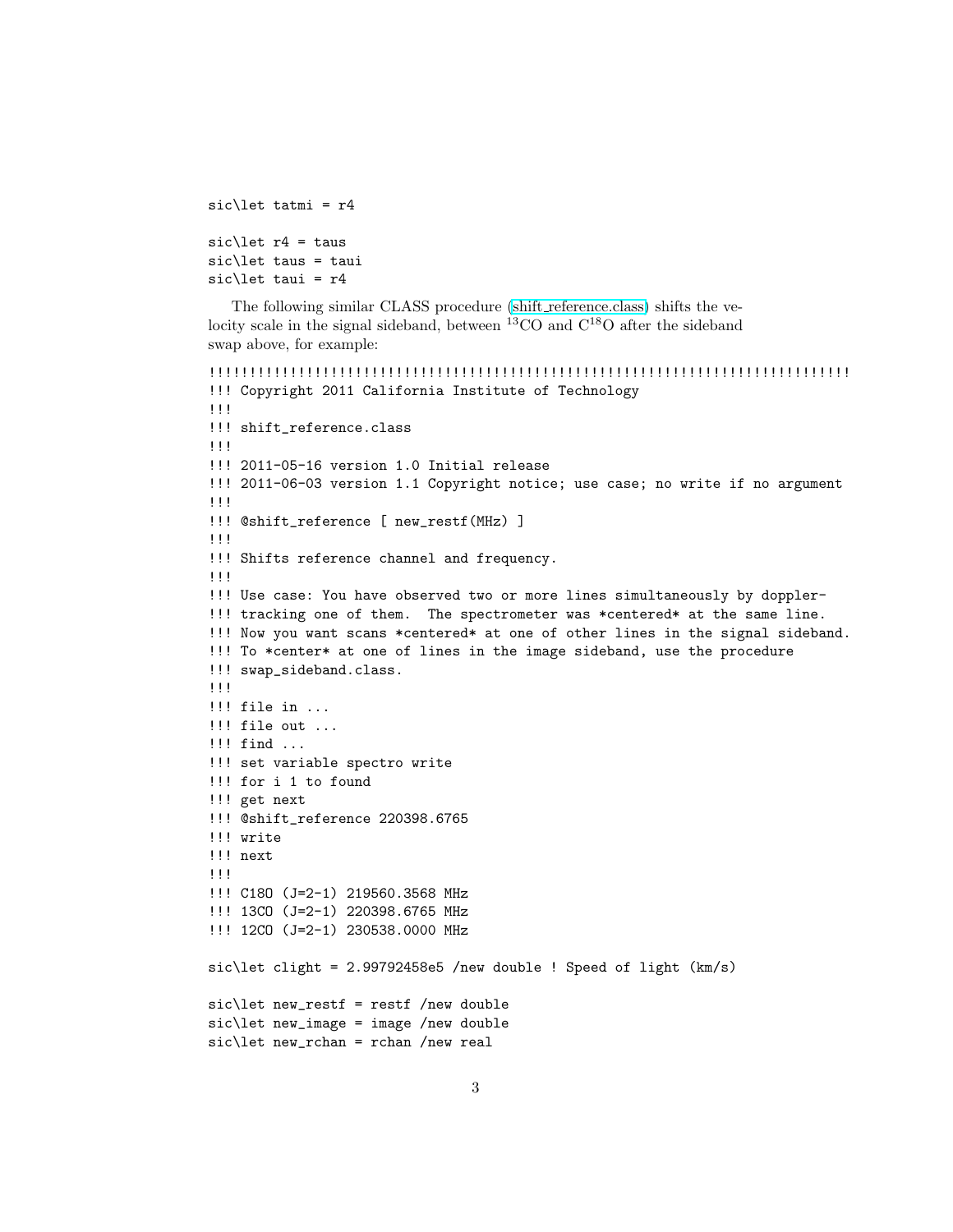```
sic\let tatmi = r4

sic\let r4 = taus
sic\let taus = taui
sic\let taui = r4
```

The following similar CLASS procedure (shift_reference.class) shifts the velocity scale in the signal sideband, between $^{13}CO$ and $C^{18}O$ after the sideband swap above, for example:

```
!!!!!!!!!!!!!!!!!!!!!!!!!!!!!!!!!!!!!!!!!!!!!!!!!!!!!!!!!!!!!!!!!!!!!!!!!!!!!!!
!!! Copyright 2011 California Institute of Technology
!!!
!!! shift_reference.class
!!!
!!! 2011-05-16 version 1.0 Initial release
!!! 2011-06-03 version 1.1 Copyright notice; use case; no write if no argument
!!!
!!! @shift_reference [ new_restf(MHz) ]
!!!
!!! Shifts reference channel and frequency.
!!!
!!! Use case: You have observed two or more lines simultaneously by doppler-
!!! tracking one of them.  The spectrometer was *centered* at the same line.
!!! Now you want scans *centered* at one of other lines in the signal sideband.
!!! To *center* at one of lines in the image sideband, use the procedure
!!! swap_sideband.class.
!!!
!!! file in ...
!!! file out ...
!!! find ...
!!! set variable spectro write
!!! for i 1 to found
!!! get next
!!! @shift_reference 220398.6765
!!! write
!!! next
!!!
!!! C18O (J=2-1) 219560.3568 MHz
!!! 13CO (J=2-1) 220398.6765 MHz
!!! 12CO (J=2-1) 230538.0000 MHz

sic\let clight = 2.99792458e5 /new double ! Speed of light (km/s)

sic\let new_restf = restf /new double
sic\let new_image = image /new double
sic\let new_rchan = rchan /new real
```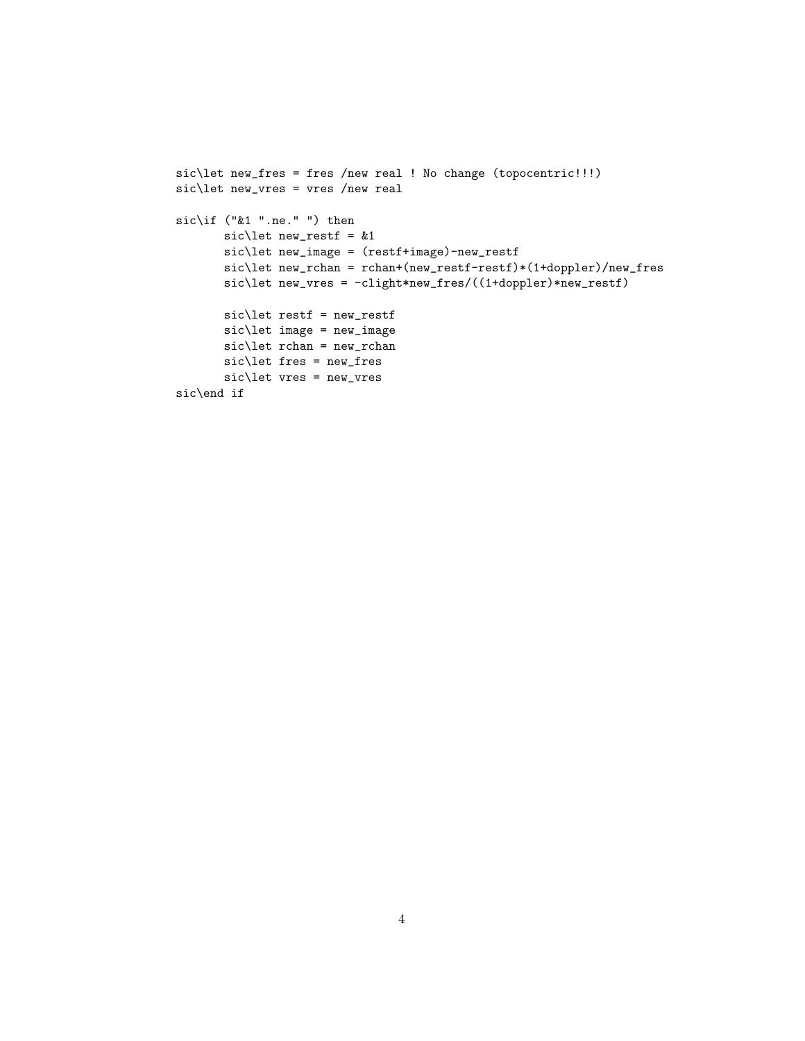```
sic\let new_fres = fres /new real ! No change (topocentric!!!)
sic\let new_vres = vres /new real

sic\if ("&1 ".ne." ") then
       sic\let new_restf = &1
       sic\let new_image = (restf+image)-new_restf
       sic\let new_rchan = rchan+(new_restf-restf)*(1+doppler)/new_fres
       sic\let new_vres = -clight*new_fres/((1+doppler)*new_restf)

       sic\let restf = new_restf
       sic\let image = new_image
       sic\let rchan = new_rchan
       sic\let fres = new_fres
       sic\let vres = new_vres
sic\end if
```